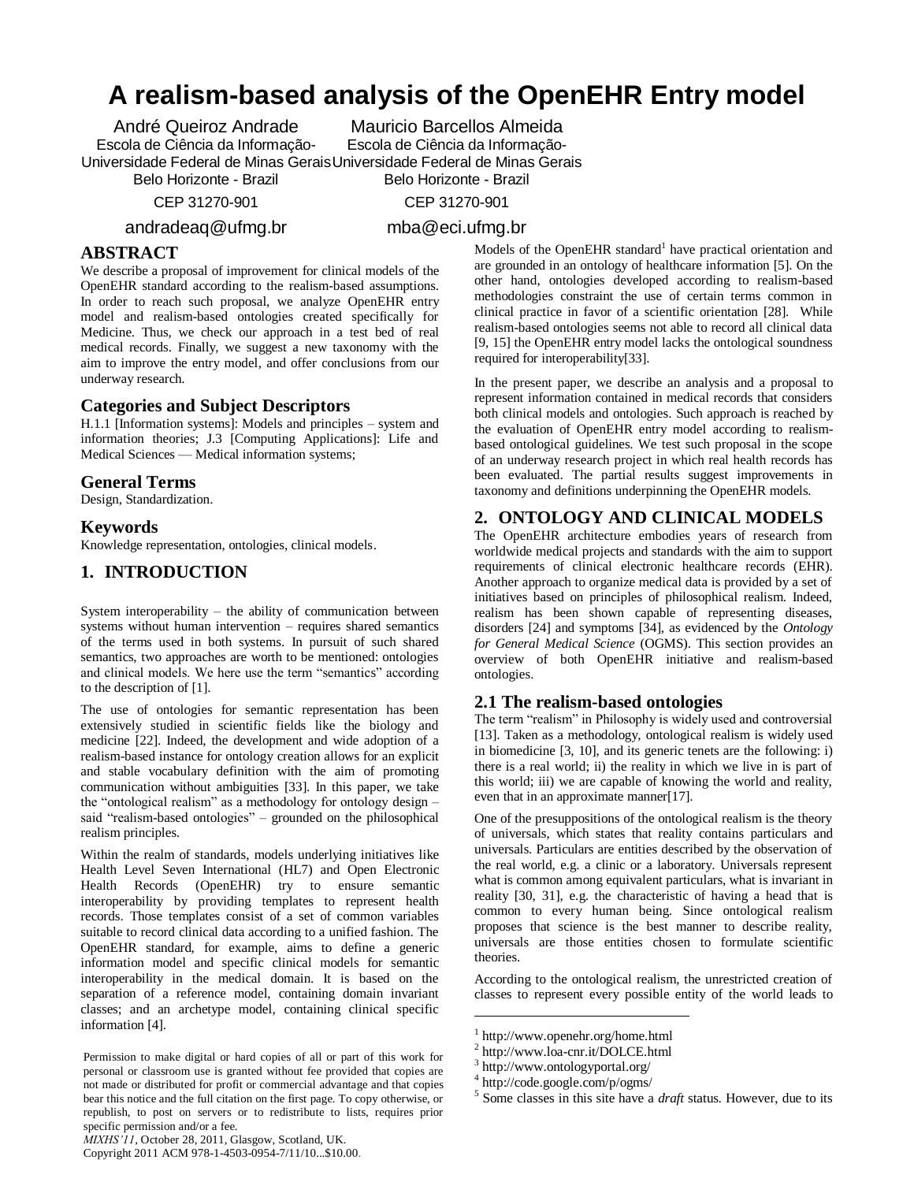# A realism-based analysis of the OpenEHR Entry model

André Queiroz Andrade
Escola de Ciência da Informação-
Universidade Federal de Minas Gerais
Belo Horizonte - Brazil
CEP 31270-901
andradeaq@ufmg.br

Mauricio Barcellos Almeida
Escola de Ciência da Informação-
Universidade Federal de Minas Gerais
Belo Horizonte - Brazil
CEP 31270-901
mba@eci.ufmg.br

## ABSTRACT

We describe a proposal of improvement for clinical models of the OpenEHR standard according to the realism-based assumptions. In order to reach such proposal, we analyze OpenEHR entry model and realism-based ontologies created specifically for Medicine. Thus, we check our approach in a test bed of real medical records. Finally, we suggest a new taxonomy with the aim to improve the entry model, and offer conclusions from our underway research.

### Categories and Subject Descriptors

H.1.1 [Information systems]: Models and principles – system and information theories; J.3 [Computing Applications]: Life and Medical Sciences — Medical information systems;

### General Terms

Design, Standardization.

### Keywords

Knowledge representation, ontologies, clinical models.

## 1. INTRODUCTION

System interoperability – the ability of communication between systems without human intervention – requires shared semantics of the terms used in both systems. In pursuit of such shared semantics, two approaches are worth to be mentioned: ontologies and clinical models. We here use the term "semantics" according to the description of [1].

The use of ontologies for semantic representation has been extensively studied in scientific fields like the biology and medicine [22]. Indeed, the development and wide adoption of a realism-based instance for ontology creation allows for an explicit and stable vocabulary definition with the aim of promoting communication without ambiguities [33]. In this paper, we take the "ontological realism" as a methodology for ontology design – said "realism-based ontologies" – grounded on the philosophical realism principles.

Within the realm of standards, models underlying initiatives like Health Level Seven International (HL7) and Open Electronic Health Records (OpenEHR) try to ensure semantic interoperability by providing templates to represent health records. Those templates consist of a set of common variables suitable to record clinical data according to a unified fashion. The OpenEHR standard, for example, aims to define a generic information model and specific clinical models for semantic interoperability in the medical domain. It is based on the separation of a reference model, containing domain invariant classes; and an archetype model, containing clinical specific information [4].

Models of the OpenEHR standard[1] have practical orientation and are grounded in an ontology of healthcare information [5]. On the other hand, ontologies developed according to realism-based methodologies constraint the use of certain terms common in clinical practice in favor of a scientific orientation [28]. While realism-based ontologies seems not able to record all clinical data [9, 15] the OpenEHR entry model lacks the ontological soundness required for interoperability[33].

In the present paper, we describe an analysis and a proposal to represent information contained in medical records that considers both clinical models and ontologies. Such approach is reached by the evaluation of OpenEHR entry model according to realism-based ontological guidelines. We test such proposal in the scope of an underway research project in which real health records has been evaluated. The partial results suggest improvements in taxonomy and definitions underpinning the OpenEHR models.

## 2. ONTOLOGY AND CLINICAL MODELS

The OpenEHR architecture embodies years of research from worldwide medical projects and standards with the aim to support requirements of clinical electronic healthcare records (EHR). Another approach to organize medical data is provided by a set of initiatives based on principles of philosophical realism. Indeed, realism has been shown capable of representing diseases, disorders [24] and symptoms [34], as evidenced by the *Ontology for General Medical Science* (OGMS). This section provides an overview of both OpenEHR initiative and realism-based ontologies.

### 2.1 The realism-based ontologies

The term "realism" in Philosophy is widely used and controversial [13]. Taken as a methodology, ontological realism is widely used in biomedicine [3, 10], and its generic tenets are the following: i) there is a real world; ii) the reality in which we live in is part of this world; iii) we are capable of knowing the world and reality, even that in an approximate manner[17].

One of the presuppositions of the ontological realism is the theory of universals, which states that reality contains particulars and universals. Particulars are entities described by the observation of the real world, e.g. a clinic or a laboratory. Universals represent what is common among equivalent particulars, what is invariant in reality [30, 31], e.g. the characteristic of having a head that is common to every human being. Since ontological realism proposes that science is the best manner to describe reality, universals are those entities chosen to formulate scientific theories.

According to the ontological realism, the unrestricted creation of classes to represent every possible entity of the world leads to

[1] http://www.openehr.org/home.html

[2] http://www.loa-cnr.it/DOLCE.html

[3] http://www.ontologyportal.org/

[4] http://code.google.com/p/ogms/

[5] Some classes in this site have a *draft* status. However, due to its

Permission to make digital or hard copies of all or part of this work for personal or classroom use is granted without fee provided that copies are not made or distributed for profit or commercial advantage and that copies bear this notice and the full citation on the first page. To copy otherwise, or republish, to post on servers or to redistribute to lists, requires prior specific permission and/or a fee.
*MIXHS'11*, October 28, 2011, Glasgow, Scotland, UK.
Copyright 2011 ACM 978-1-4503-0954-7/11/10...$10.00.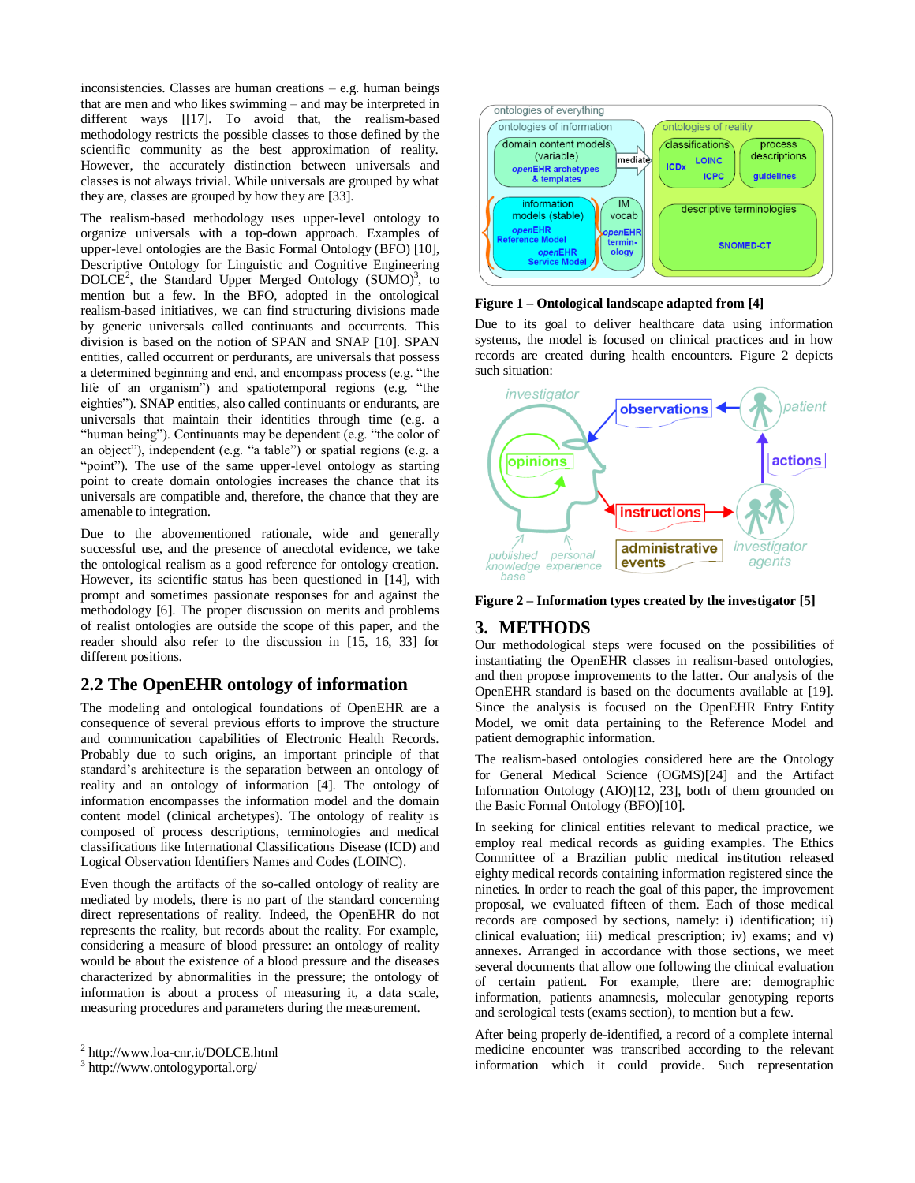inconsistencies. Classes are human creations – e.g. human beings that are men and who likes swimming – and may be interpreted in different ways [[17]. To avoid that, the realism-based methodology restricts the possible classes to those defined by the scientific community as the best approximation of reality. However, the accurately distinction between universals and classes is not always trivial. While universals are grouped by what they are, classes are grouped by how they are [33].

The realism-based methodology uses upper-level ontology to organize universals with a top-down approach. Examples of upper-level ontologies are the Basic Formal Ontology (BFO) [10], Descriptive Ontology for Linguistic and Cognitive Engineering DOLCE[2], the Standard Upper Merged Ontology (SUMO)[3], to mention but a few. In the BFO, adopted in the ontological realism-based initiatives, we can find structuring divisions made by generic universals called continuants and occurrents. This division is based on the notion of SPAN and SNAP [10]. SPAN entities, called occurrent or perdurants, are universals that possess a determined beginning and end, and encompass process (e.g. "the life of an organism") and spatiotemporal regions (e.g. "the eighties"). SNAP entities, also called continuants or endurants, are universals that maintain their identities through time (e.g. a "human being"). Continuants may be dependent (e.g. "the color of an object"), independent (e.g. "a table") or spatial regions (e.g. a "point"). The use of the same upper-level ontology as starting point to create domain ontologies increases the chance that its universals are compatible and, therefore, the chance that they are amenable to integration.

Due to the abovementioned rationale, wide and generally successful use, and the presence of anecdotal evidence, we take the ontological realism as a good reference for ontology creation. However, its scientific status has been questioned in [14], with prompt and sometimes passionate responses for and against the methodology [6]. The proper discussion on merits and problems of realist ontologies are outside the scope of this paper, and the reader should also refer to the discussion in [15, 16, 33] for different positions.

## 2.2 The OpenEHR ontology of information

The modeling and ontological foundations of OpenEHR are a consequence of several previous efforts to improve the structure and communication capabilities of Electronic Health Records. Probably due to such origins, an important principle of that standard's architecture is the separation between an ontology of reality and an ontology of information [4]. The ontology of information encompasses the information model and the domain content model (clinical archetypes). The ontology of reality is composed of process descriptions, terminologies and medical classifications like International Classifications Disease (ICD) and Logical Observation Identifiers Names and Codes (LOINC).

Even though the artifacts of the so-called ontology of reality are mediated by models, there is no part of the standard concerning direct representations of reality. Indeed, the OpenEHR do not represents the reality, but records about the reality. For example, considering a measure of blood pressure: an ontology of reality would be about the existence of a blood pressure and the diseases characterized by abnormalities in the pressure; the ontology of information is about a process of measuring it, a data scale, measuring procedures and parameters during the measurement.

[2] http://www.loa-cnr.it/DOLCE.html
[3] http://www.ontologyportal.org/

**Figure 1 – Ontological landscape adapted from [4]**

Due to its goal to deliver healthcare data using information systems, the model is focused on clinical practices and in how records are created during health encounters. Figure 2 depicts such situation:

**Figure 2 – Information types created by the investigator [5]**

# 3. METHODS

Our methodological steps were focused on the possibilities of instantiating the OpenEHR classes in realism-based ontologies, and then propose improvements to the latter. Our analysis of the OpenEHR standard is based on the documents available at [19]. Since the analysis is focused on the OpenEHR Entry Entity Model, we omit data pertaining to the Reference Model and patient demographic information.

The realism-based ontologies considered here are the Ontology for General Medical Science (OGMS)[24] and the Artifact Information Ontology (AIO)[12, 23], both of them grounded on the Basic Formal Ontology (BFO)[10].

In seeking for clinical entities relevant to medical practice, we employ real medical records as guiding examples. The Ethics Committee of a Brazilian public medical institution released eighty medical records containing information registered since the nineties. In order to reach the goal of this paper, the improvement proposal, we evaluated fifteen of them. Each of those medical records are composed by sections, namely: i) identification; ii) clinical evaluation; iii) medical prescription; iv) exams; and v) annexes. Arranged in accordance with those sections, we meet several documents that allow one following the clinical evaluation of certain patient. For example, there are: demographic information, patients anamnesis, molecular genotyping reports and serological tests (exams section), to mention but a few.

After being properly de-identified, a record of a complete internal medicine encounter was transcribed according to the relevant information which it could provide. Such representation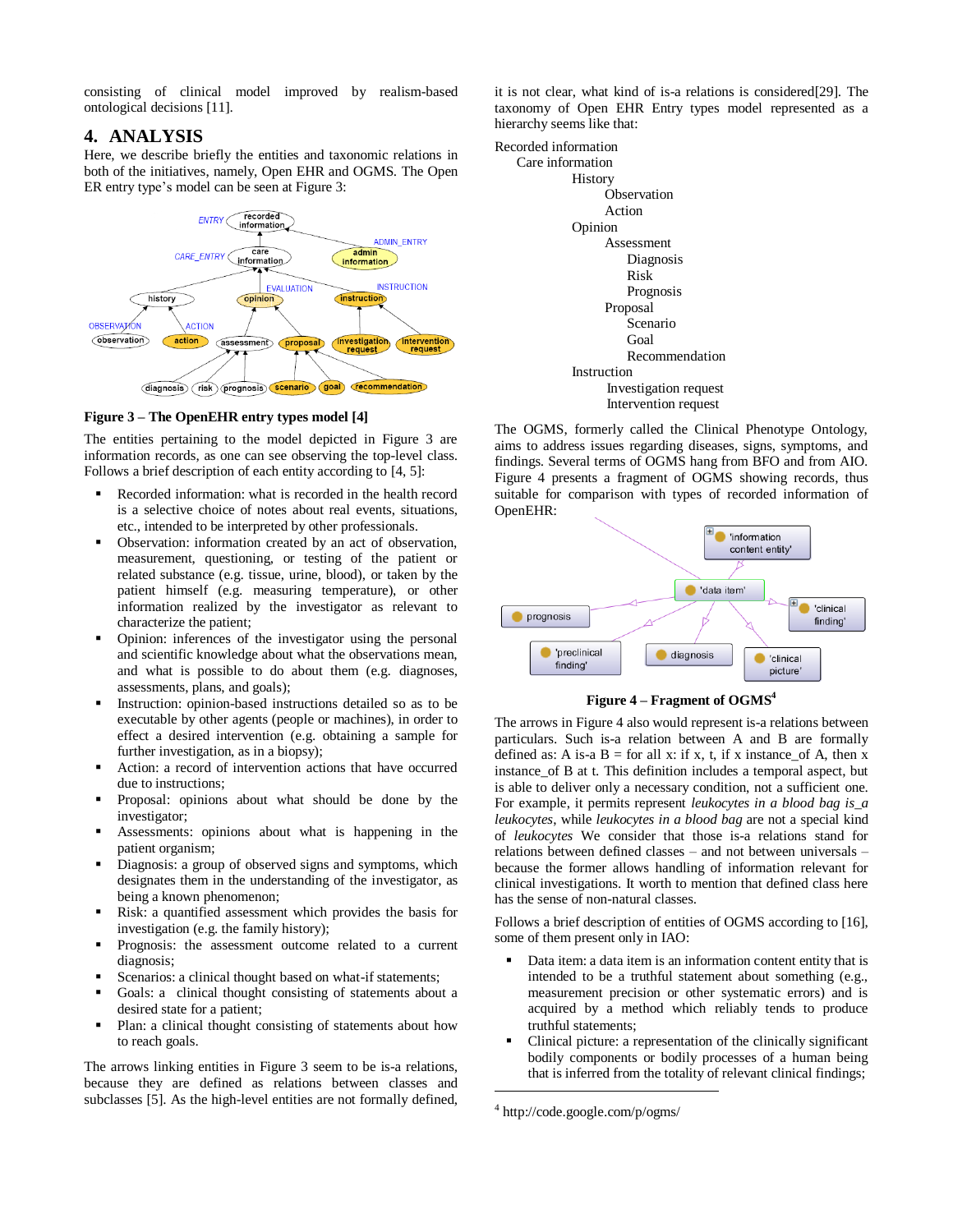consisting of clinical model improved by realism-based ontological decisions [11].

## 4. ANALYSIS

Here, we describe briefly the entities and taxonomic relations in both of the initiatives, namely, Open EHR and OGMS. The Open ER entry type's model can be seen at Figure 3:

**Figure 3 – The OpenEHR entry types model [4]**

The entities pertaining to the model depicted in Figure 3 are information records, as one can see observing the top-level class. Follows a brief description of each entity according to [4, 5]:

- Recorded information: what is recorded in the health record is a selective choice of notes about real events, situations, etc., intended to be interpreted by other professionals.
- Observation: information created by an act of observation, measurement, questioning, or testing of the patient or related substance (e.g. tissue, urine, blood), or taken by the patient himself (e.g. measuring temperature), or other information realized by the investigator as relevant to characterize the patient;
- Opinion: inferences of the investigator using the personal and scientific knowledge about what the observations mean, and what is possible to do about them (e.g. diagnoses, assessments, plans, and goals);
- Instruction: opinion-based instructions detailed so as to be executable by other agents (people or machines), in order to effect a desired intervention (e.g. obtaining a sample for further investigation, as in a biopsy);
- Action: a record of intervention actions that have occurred due to instructions;
- Proposal: opinions about what should be done by the investigator;
- Assessments: opinions about what is happening in the patient organism;
- Diagnosis: a group of observed signs and symptoms, which designates them in the understanding of the investigator, as being a known phenomenon;
- Risk: a quantified assessment which provides the basis for investigation (e.g. the family history);
- Prognosis: the assessment outcome related to a current diagnosis;
- Scenarios: a clinical thought based on what-if statements;
- Goals: a clinical thought consisting of statements about a desired state for a patient;
- Plan: a clinical thought consisting of statements about how to reach goals.

The arrows linking entities in Figure 3 seem to be is-a relations, because they are defined as relations between classes and subclasses [5]. As the high-level entities are not formally defined, it is not clear, what kind of is-a relations is considered[29]. The taxonomy of Open EHR Entry types model represented as a hierarchy seems like that:

Recorded information
- Care information
  - History
    - Observation
    - Action
  - Opinion
    - Assessment
      - Diagnosis
      - Risk
      - Prognosis
    - Proposal
      - Scenario
      - Goal
      - Recommendation
  - Instruction
    - Investigation request
    - Intervention request

The OGMS, formerly called the Clinical Phenotype Ontology, aims to address issues regarding diseases, signs, symptoms, and findings. Several terms of OGMS hang from BFO and from AIO. Figure 4 presents a fragment of OGMS showing records, thus suitable for comparison with types of recorded information of OpenEHR:

**Figure 4 – Fragment of OGMS[4]**

The arrows in Figure 4 also would represent is-a relations between particulars. Such is-a relation between A and B are formally defined as: A is-a B = for all x: if x, t, if x instance_of A, then x instance_of B at t. This definition includes a temporal aspect, but is able to deliver only a necessary condition, not a sufficient one. For example, it permits represent *leukocytes in a blood bag is_a leukocytes*, while *leukocytes in a blood bag* are not a special kind of *leukocytes* We consider that those is-a relations stand for relations between defined classes – and not between universals – because the former allows handling of information relevant for clinical investigations. It worth to mention that defined class here has the sense of non-natural classes.

Follows a brief description of entities of OGMS according to [16], some of them present only in IAO:

- Data item: a data item is an information content entity that is intended to be a truthful statement about something (e.g., measurement precision or other systematic errors) and is acquired by a method which reliably tends to produce truthful statements;
- Clinical picture: a representation of the clinically significant bodily components or bodily processes of a human being that is inferred from the totality of relevant clinical findings;

[4] http://code.google.com/p/ogms/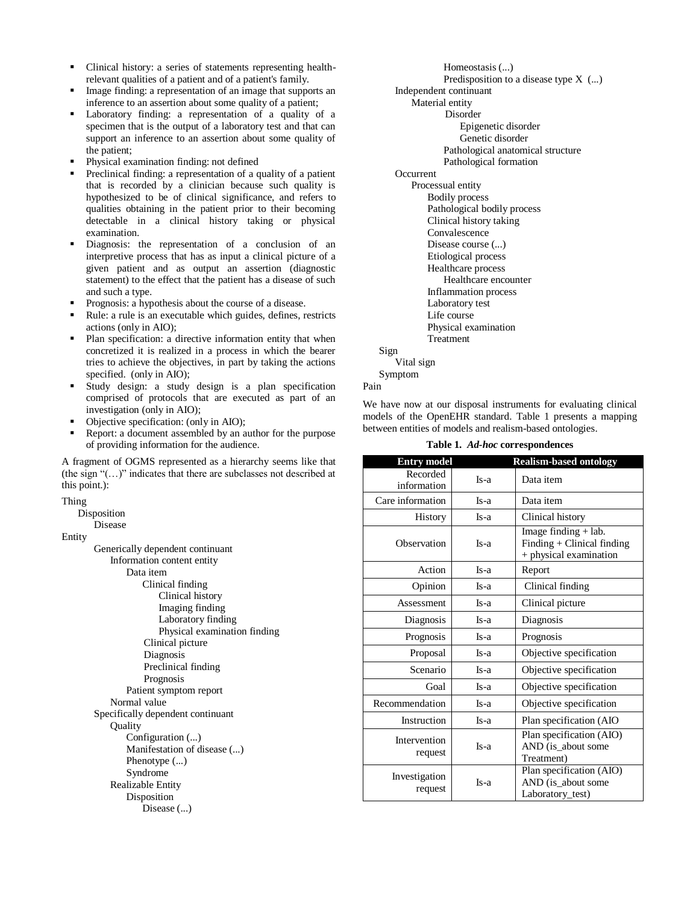- Clinical history: a series of statements representing health-relevant qualities of a patient and of a patient's family.
- Image finding: a representation of an image that supports an inference to an assertion about some quality of a patient;
- Laboratory finding: a representation of a quality of a specimen that is the output of a laboratory test and that can support an inference to an assertion about some quality of the patient;
- Physical examination finding: not defined
- Preclinical finding: a representation of a quality of a patient that is recorded by a clinician because such quality is hypothesized to be of clinical significance, and refers to qualities obtaining in the patient prior to their becoming detectable in a clinical history taking or physical examination.
- Diagnosis: the representation of a conclusion of an interpretive process that has as input a clinical picture of a given patient and as output an assertion (diagnostic statement) to the effect that the patient has a disease of such and such a type.
- Prognosis: a hypothesis about the course of a disease.
- Rule: a rule is an executable which guides, defines, restricts actions (only in AIO);
- Plan specification: a directive information entity that when concretized it is realized in a process in which the bearer tries to achieve the objectives, in part by taking the actions specified. (only in AIO);
- Study design: a study design is a plan specification comprised of protocols that are executed as part of an investigation (only in AIO);
- Objective specification: (only in AIO);
- Report: a document assembled by an author for the purpose of providing information for the audience.

A fragment of OGMS represented as a hierarchy seems like that (the sign "(…)" indicates that there are subclasses not described at this point.):

```
Thing
    Disposition
        Disease
Entity
        Generically dependent continuant
            Information content entity
                Data item
                    Clinical finding
                        Clinical history
                        Imaging finding
                        Laboratory finding
                        Physical examination finding
                    Clinical picture
                    Diagnosis
                    Preclinical finding
                    Prognosis
                Patient symptom report
            Normal value
        Specifically dependent continuant
            Quality
                Configuration (...)
                Manifestation of disease (...)
                Phenotype (...)
                Syndrome
            Realizable Entity
                Disposition
                    Disease (...)
                    Homeostasis (...)
                    Predisposition to a disease type X (...)
        Independent continuant
            Material entity
                    Disorder
                        Epigenetic disorder
                        Genetic disorder
                    Pathological anatomical structure
                    Pathological formation
        Occurrent
            Processual entity
                Bodily process
                Pathological bodily process
                Clinical history taking
                Convalescence
                Disease course (...)
                Etiological process
                Healthcare process
                    Healthcare encounter
                Inflammation process
                Laboratory test
                Life course
                Physical examination
                Treatment
    Sign
        Vital sign
    Symptom
Pain
```

We have now at our disposal instruments for evaluating clinical models of the OpenEHR standard. Table 1 presents a mapping between entities of models and realism-based ontologies.

**Table 1.** ***Ad-hoc*** **correspondences**

| Entry model | | Realism-based ontology |
|---|---|---|
| Recorded information | Is-a | Data item |
| Care information | Is-a | Data item |
| History | Is-a | Clinical history |
| Observation | Is-a | Image finding + lab. Finding + Clinical finding + physical examination |
| Action | Is-a | Report |
| Opinion | Is-a | Clinical finding |
| Assessment | Is-a | Clinical picture |
| Diagnosis | Is-a | Diagnosis |
| Prognosis | Is-a | Prognosis |
| Proposal | Is-a | Objective specification |
| Scenario | Is-a | Objective specification |
| Goal | Is-a | Objective specification |
| Recommendation | Is-a | Objective specification |
| Instruction | Is-a | Plan specification (AIO |
| Intervention request | Is-a | Plan specification (AIO) AND (is_about some Treatment) |
| Investigation request | Is-a | Plan specification (AIO) AND (is_about some Laboratory_test) |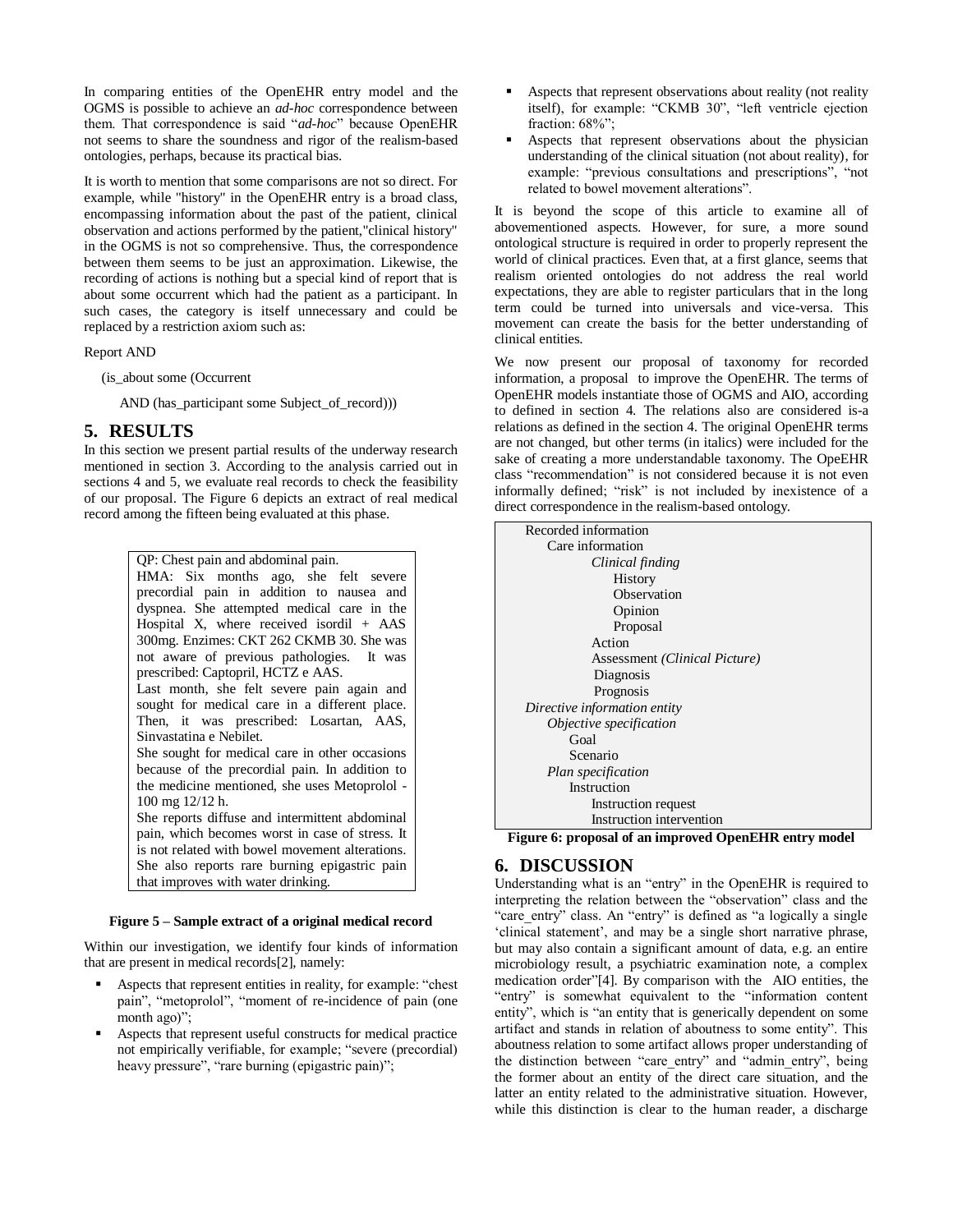In comparing entities of the OpenEHR entry model and the OGMS is possible to achieve an *ad-hoc* correspondence between them. That correspondence is said "*ad-hoc*" because OpenEHR not seems to share the soundness and rigor of the realism-based ontologies, perhaps, because its practical bias.

It is worth to mention that some comparisons are not so direct. For example, while "history" in the OpenEHR entry is a broad class, encompassing information about the past of the patient, clinical observation and actions performed by the patient,"clinical history" in the OGMS is not so comprehensive. Thus, the correspondence between them seems to be just an approximation. Likewise, the recording of actions is nothing but a special kind of report that is about some occurrent which had the patient as a participant. In such cases, the category is itself unnecessary and could be replaced by a restriction axiom such as:

Report AND

(is_about some (Occurrent

AND (has_participant some Subject_of_record)))

## 5. RESULTS

In this section we present partial results of the underway research mentioned in section 3. According to the analysis carried out in sections 4 and 5, we evaluate real records to check the feasibility of our proposal. The Figure 6 depicts an extract of real medical record among the fifteen being evaluated at this phase.

QP: Chest pain and abdominal pain.
HMA: Six months ago, she felt severe precordial pain in addition to nausea and dyspnea. She attempted medical care in the Hospital X, where received isordil + AAS 300mg. Enzimes: CKT 262 CKMB 30. She was not aware of previous pathologies. It was prescribed: Captopril, HCTZ e AAS.
Last month, she felt severe pain again and sought for medical care in a different place. Then, it was prescribed: Losartan, AAS, Sinvastatina e Nebilet.
She sought for medical care in other occasions because of the precordial pain. In addition to the medicine mentioned, she uses Metoprolol - 100 mg 12/12 h.
She reports diffuse and intermittent abdominal pain, which becomes worst in case of stress. It is not related with bowel movement alterations. She also reports rare burning epigastric pain that improves with water drinking.

**Figure 5 – Sample extract of a original medical record**

Within our investigation, we identify four kinds of information that are present in medical records[2], namely:

- Aspects that represent entities in reality, for example: "chest pain", "metoprolol", "moment of re-incidence of pain (one month ago)";
- Aspects that represent useful constructs for medical practice not empirically verifiable, for example; "severe (precordial) heavy pressure", "rare burning (epigastric pain)";
- Aspects that represent observations about reality (not reality itself), for example: "CKMB 30", "left ventricle ejection fraction: 68%";
- Aspects that represent observations about the physician understanding of the clinical situation (not about reality), for example: "previous consultations and prescriptions", "not related to bowel movement alterations".

It is beyond the scope of this article to examine all of abovementioned aspects. However, for sure, a more sound ontological structure is required in order to properly represent the world of clinical practices. Even that, at a first glance, seems that realism oriented ontologies do not address the real world expectations, they are able to register particulars that in the long term could be turned into universals and vice-versa. This movement can create the basis for the better understanding of clinical entities.

We now present our proposal of taxonomy for recorded information, a proposal to improve the OpenEHR. The terms of OpenEHR models instantiate those of OGMS and AIO, according to defined in section 4. The relations also are considered is-a relations as defined in the section 4. The original OpenEHR terms are not changed, but other terms (in italics) were included for the sake of creating a more understandable taxonomy. The OpeEHR class "recommendation" is not considered because it is not even informally defined; "risk" is not included by inexistence of a direct correspondence in the realism-based ontology.

- Recorded information
  - Care information
    - *Clinical finding*
      - History
      - Observation
      - Opinion
      - Proposal
    - Action
    - Assessment *(Clinical Picture)*
      - Diagnosis
      - Prognosis
- *Directive information entity*
  - *Objective specification*
    - Goal
    - Scenario
  - *Plan specification*
    - Instruction
      - Instruction request
      - Instruction intervention

**Figure 6: proposal of an improved OpenEHR entry model**

## 6. DISCUSSION

Understanding what is an "entry" in the OpenEHR is required to interpreting the relation between the "observation" class and the "care_entry" class. An "entry" is defined as "a logically a single 'clinical statement', and may be a single short narrative phrase, but may also contain a significant amount of data, e.g. an entire microbiology result, a psychiatric examination note, a complex medication order"[4]. By comparison with the AIO entities, the "entry" is somewhat equivalent to the "information content entity", which is "an entity that is generically dependent on some artifact and stands in relation of aboutness to some entity". This aboutness relation to some artifact allows proper understanding of the distinction between "care_entry" and "admin_entry", being the former about an entity of the direct care situation, and the latter an entity related to the administrative situation. However, while this distinction is clear to the human reader, a discharge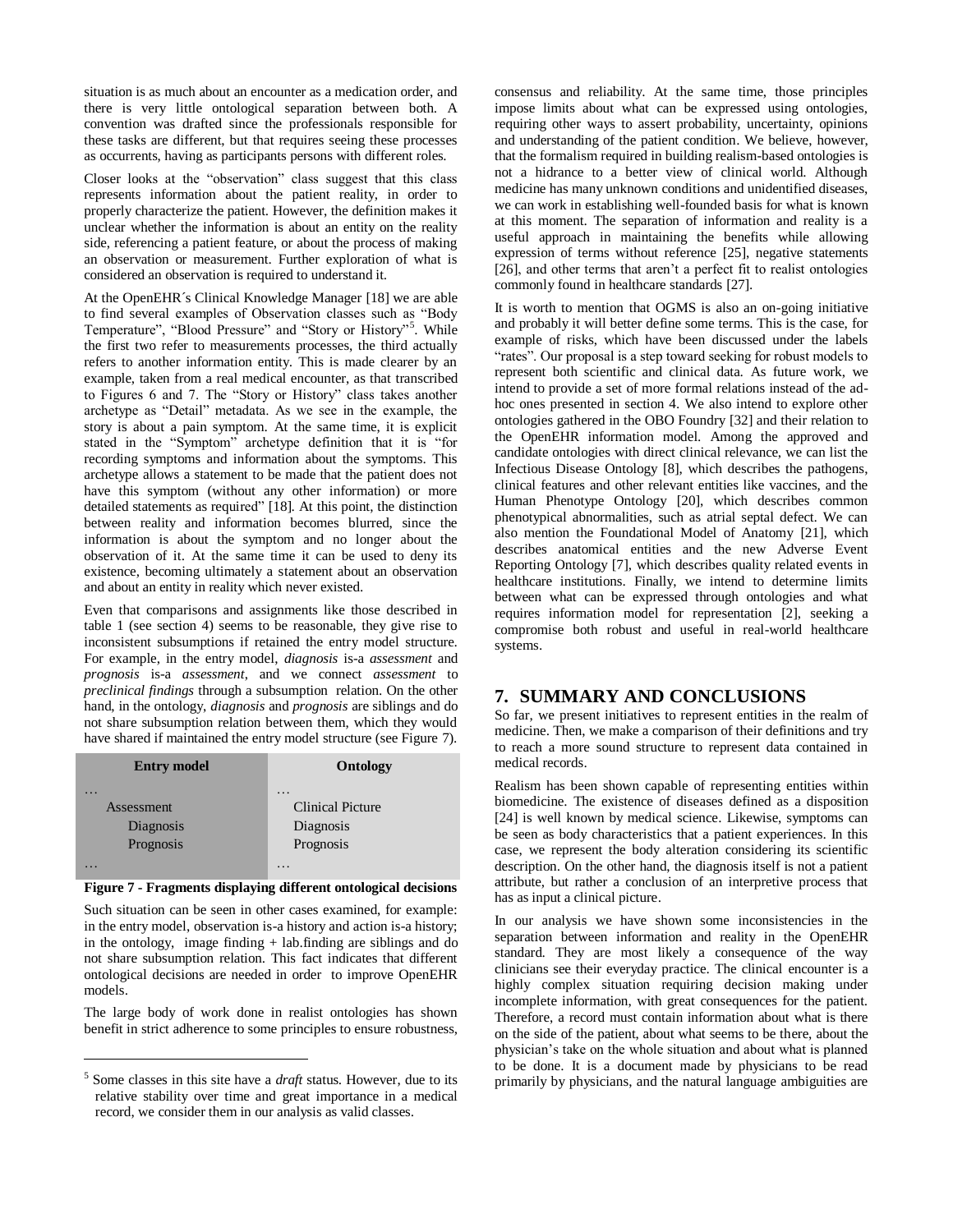situation is as much about an encounter as a medication order, and there is very little ontological separation between both. A convention was drafted since the professionals responsible for these tasks are different, but that requires seeing these processes as occurrents, having as participants persons with different roles.

Closer looks at the "observation" class suggest that this class represents information about the patient reality, in order to properly characterize the patient. However, the definition makes it unclear whether the information is about an entity on the reality side, referencing a patient feature, or about the process of making an observation or measurement. Further exploration of what is considered an observation is required to understand it.

At the OpenEHR´s Clinical Knowledge Manager [18] we are able to find several examples of Observation classes such as "Body Temperature", "Blood Pressure" and "Story or History"[5]. While the first two refer to measurements processes, the third actually refers to another information entity. This is made clearer by an example, taken from a real medical encounter, as that transcribed to Figures 6 and 7. The "Story or History" class takes another archetype as "Detail" metadata. As we see in the example, the story is about a pain symptom. At the same time, it is explicit stated in the "Symptom" archetype definition that it is "for recording symptoms and information about the symptoms. This archetype allows a statement to be made that the patient does not have this symptom (without any other information) or more detailed statements as required" [18]. At this point, the distinction between reality and information becomes blurred, since the information is about the symptom and no longer about the observation of it. At the same time it can be used to deny its existence, becoming ultimately a statement about an observation and about an entity in reality which never existed.

Even that comparisons and assignments like those described in table 1 (see section 4) seems to be reasonable, they give rise to inconsistent subsumptions if retained the entry model structure. For example, in the entry model, *diagnosis* is-a *assessment* and *prognosis* is-a *assessment*, and we connect *assessment* to *preclinical findings* through a subsumption relation. On the other hand, in the ontology, *diagnosis* and *prognosis* are siblings and do not share subsumption relation between them, which they would have shared if maintained the entry model structure (see Figure 7).

| Entry model | Ontology |
| --- | --- |
| … | … |
| Assessment | Clinical Picture |
| Diagnosis | Diagnosis |
| Prognosis | Prognosis |
| … | … |

**Figure 7 - Fragments displaying different ontological decisions**

Such situation can be seen in other cases examined, for example: in the entry model, observation is-a history and action is-a history; in the ontology, image finding + lab.finding are siblings and do not share subsumption relation. This fact indicates that different ontological decisions are needed in order to improve OpenEHR models.

The large body of work done in realist ontologies has shown benefit in strict adherence to some principles to ensure robustness, consensus and reliability. At the same time, those principles impose limits about what can be expressed using ontologies, requiring other ways to assert probability, uncertainty, opinions and understanding of the patient condition. We believe, however, that the formalism required in building realism-based ontologies is not a hidrance to a better view of clinical world. Although medicine has many unknown conditions and unidentified diseases, we can work in establishing well-founded basis for what is known at this moment. The separation of information and reality is a useful approach in maintaining the benefits while allowing expression of terms without reference [25], negative statements [26], and other terms that aren't a perfect fit to realist ontologies commonly found in healthcare standards [27].

It is worth to mention that OGMS is also an on-going initiative and probably it will better define some terms. This is the case, for example of risks, which have been discussed under the labels "rates". Our proposal is a step toward seeking for robust models to represent both scientific and clinical data. As future work, we intend to provide a set of more formal relations instead of the ad-hoc ones presented in section 4. We also intend to explore other ontologies gathered in the OBO Foundry [32] and their relation to the OpenEHR information model. Among the approved and candidate ontologies with direct clinical relevance, we can list the Infectious Disease Ontology [8], which describes the pathogens, clinical features and other relevant entities like vaccines, and the Human Phenotype Ontology [20], which describes common phenotypical abnormalities, such as atrial septal defect. We can also mention the Foundational Model of Anatomy [21], which describes anatomical entities and the new Adverse Event Reporting Ontology [7], which describes quality related events in healthcare institutions. Finally, we intend to determine limits between what can be expressed through ontologies and what requires information model for representation [2], seeking a compromise both robust and useful in real-world healthcare systems.

## 7. SUMMARY AND CONCLUSIONS

So far, we present initiatives to represent entities in the realm of medicine. Then, we make a comparison of their definitions and try to reach a more sound structure to represent data contained in medical records.

Realism has been shown capable of representing entities within biomedicine. The existence of diseases defined as a disposition [24] is well known by medical science. Likewise, symptoms can be seen as body characteristics that a patient experiences. In this case, we represent the body alteration considering its scientific description. On the other hand, the diagnosis itself is not a patient attribute, but rather a conclusion of an interpretive process that has as input a clinical picture.

In our analysis we have shown some inconsistencies in the separation between information and reality in the OpenEHR standard. They are most likely a consequence of the way clinicians see their everyday practice. The clinical encounter is a highly complex situation requiring decision making under incomplete information, with great consequences for the patient. Therefore, a record must contain information about what is there on the side of the patient, about what seems to be there, about the physician's take on the whole situation and about what is planned to be done. It is a document made by physicians to be read primarily by physicians, and the natural language ambiguities are

[5] Some classes in this site have a *draft* status. However, due to its relative stability over time and great importance in a medical record, we consider them in our analysis as valid classes.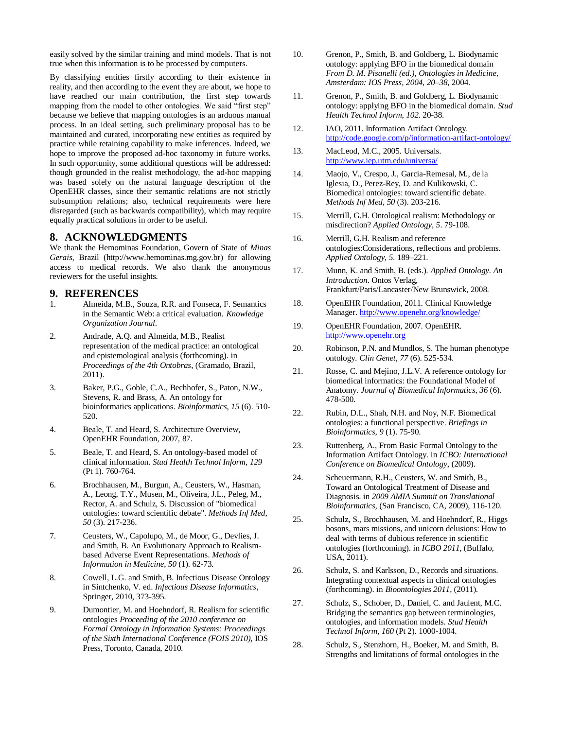easily solved by the similar training and mind models. That is not true when this information is to be processed by computers.

By classifying entities firstly according to their existence in reality, and then according to the event they are about, we hope to have reached our main contribution, the first step towards mapping from the model to other ontologies. We said "first step" because we believe that mapping ontologies is an arduous manual process. In an ideal setting, such preliminary proposal has to be maintained and curated, incorporating new entities as required by practice while retaining capability to make inferences. Indeed, we hope to improve the proposed ad-hoc taxonomy in future works. In such opportunity, some additional questions will be addressed: though grounded in the realist methodology, the ad-hoc mapping was based solely on the natural language description of the OpenEHR classes, since their semantic relations are not strictly subsumption relations; also, technical requirements were here disregarded (such as backwards compatibility), which may require equally practical solutions in order to be useful.

## 8. ACKNOWLEDGMENTS

We thank the Hemominas Foundation, Govern of State of *Minas Gerais*, Brazil (http://www.hemominas.mg.gov.br) for allowing access to medical records. We also thank the anonymous reviewers for the useful insights.

## 9. REFERENCES

1. Almeida, M.B., Souza, R.R. and Fonseca, F. Semantics in the Semantic Web: a critical evaluation. *Knowledge Organization Journal*.
2. Andrade, A.Q. and Almeida, M.B., Realist representation of the medical practice: an ontological and epistemological analysis (forthcoming). in *Proceedings of the 4th Ontobras*, (Gramado, Brazil, 2011).
3. Baker, P.G., Goble, C.A., Bechhofer, S., Paton, N.W., Stevens, R. and Brass, A. An ontology for bioinformatics applications. *Bioinformatics*, *15* (6). 510-520.
4. Beale, T. and Heard, S. Architecture Overview, OpenEHR Foundation, 2007, 87.
5. Beale, T. and Heard, S. An ontology-based model of clinical information. *Stud Health Technol Inform*, *129* (Pt 1). 760-764.
6. Brochhausen, M., Burgun, A., Ceusters, W., Hasman, A., Leong, T.Y., Musen, M., Oliveira, J.L., Peleg, M., Rector, A. and Schulz, S. Discussion of "biomedical ontologies: toward scientific debate". *Methods Inf Med*, *50* (3). 217-236.
7. Ceusters, W., Capolupo, M., de Moor, G., Devlies, J. and Smith, B. An Evolutionary Approach to Realism-based Adverse Event Representations. *Methods of Information in Medicine*, *50* (1). 62-73.
8. Cowell, L.G. and Smith, B. Infectious Disease Ontology in Sintchenko, V. ed. *Infectious Disease Informatics*, Springer, 2010, 373-395.
9. Dumontier, M. and Hoehndorf, R. Realism for scientific ontologies *Proceeding of the 2010 conference on Formal Ontology in Information Systems: Proceedings of the Sixth International Conference (FOIS 2010)*, IOS Press, Toronto, Canada, 2010.
10. Grenon, P., Smith, B. and Goldberg, L. Biodynamic ontology: applying BFO in the biomedical domain *From D. M. Pisanelli (ed.), Ontologies in Medicine, Amsterdam: IOS Press, 2004, 20–38*, 2004.
11. Grenon, P., Smith, B. and Goldberg, L. Biodynamic ontology: applying BFO in the biomedical domain. *Stud Health Technol Inform*, *102*. 20-38.
12. IAO, 2011. Information Artifact Ontology. http://code.google.com/p/information-artifact-ontology/
13. MacLeod, M.C., 2005. Universals. http://www.iep.utm.edu/universa/
14. Maojo, V., Crespo, J., Garcia-Remesal, M., de la Iglesia, D., Perez-Rey, D. and Kulikowski, C. Biomedical ontologies: toward scientific debate. *Methods Inf Med*, *50* (3). 203-216.
15. Merrill, G.H. Ontological realism: Methodology or misdirection? *Applied Ontology*, *5*. 79-108.
16. Merrill, G.H. Realism and reference ontologies:Considerations, reflections and problems. *Applied Ontology*, *5*. 189–221.
17. Munn, K. and Smith, B. (eds.). *Applied Ontology. An Introduction*. Ontos Verlag, Frankfurt/Paris/Lancaster/New Brunswick, 2008.
18. OpenEHR Foundation, 2011. Clinical Knowledge Manager. http://www.openehr.org/knowledge/
19. OpenEHR Foundation, 2007. OpenEHR. http://www.openehr.org
20. Robinson, P.N. and Mundlos, S. The human phenotype ontology. *Clin Genet*, *77* (6). 525-534.
21. Rosse, C. and Mejino, J.L.V. A reference ontology for biomedical informatics: the Foundational Model of Anatomy. *Journal of Biomedical Informatics*, *36* (6). 478-500.
22. Rubin, D.L., Shah, N.H. and Noy, N.F. Biomedical ontologies: a functional perspective. *Briefings in Bioinformatics*, *9* (1). 75-90.
23. Ruttenberg, A., From Basic Formal Ontology to the Information Artifact Ontology. in *ICBO: International Conference on Biomedical Ontology*, (2009).
24. Scheuermann, R.H., Ceusters, W. and Smith, B., Toward an Ontological Treatment of Disease and Diagnosis. in *2009 AMIA Summit on Translational Bioinformatics*, (San Francisco, CA, 2009), 116-120.
25. Schulz, S., Brochhausen, M. and Hoehndorf, R., Higgs bosons, mars missions, and unicorn delusions: How to deal with terms of dubious reference in scientific ontologies (forthcoming). in *ICBO 2011*, (Buffalo, USA, 2011).
26. Schulz, S. and Karlsson, D., Records and situations. Integrating contextual aspects in clinical ontologies (forthcoming). in *Bioontologies 2011*, (2011).
27. Schulz, S., Schober, D., Daniel, C. and Jaulent, M.C. Bridging the semantics gap between terminologies, ontologies, and information models. *Stud Health Technol Inform*, *160* (Pt 2). 1000-1004.
28. Schulz, S., Stenzhorn, H., Boeker, M. and Smith, B. Strengths and limitations of formal ontologies in the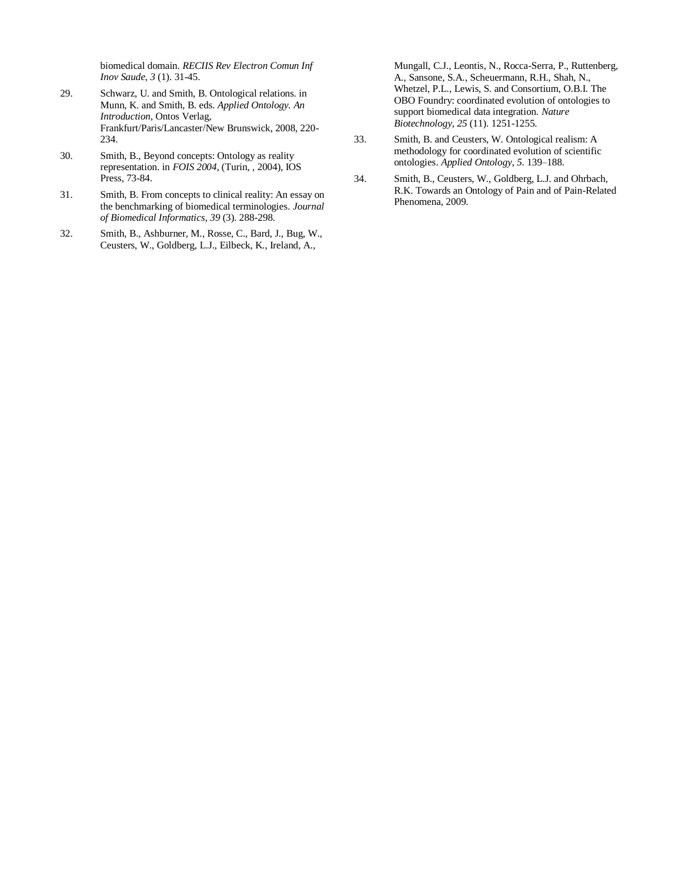biomedical domain. *RECIIS Rev Electron Comun Inf Inov Saude, 3* (1). 31-45.

29. Schwarz, U. and Smith, B. Ontological relations. in Munn, K. and Smith, B. eds. *Applied Ontology. An Introduction*, Ontos Verlag, Frankfurt/Paris/Lancaster/New Brunswick, 2008, 220-234.

30. Smith, B., Beyond concepts: Ontology as reality representation. in *FOIS 2004*, (Turin, , 2004), IOS Press, 73-84.

31. Smith, B. From concepts to clinical reality: An essay on the benchmarking of biomedical terminologies. *Journal of Biomedical Informatics*, *39* (3). 288-298.

32. Smith, B., Ashburner, M., Rosse, C., Bard, J., Bug, W., Ceusters, W., Goldberg, L.J., Eilbeck, K., Ireland, A., Mungall, C.J., Leontis, N., Rocca-Serra, P., Ruttenberg, A., Sansone, S.A., Scheuermann, R.H., Shah, N., Whetzel, P.L., Lewis, S. and Consortium, O.B.I. The OBO Foundry: coordinated evolution of ontologies to support biomedical data integration. *Nature Biotechnology*, *25* (11). 1251-1255.

33. Smith, B. and Ceusters, W. Ontological realism: A methodology for coordinated evolution of scientific ontologies. *Applied Ontology*, *5*. 139–188.

34. Smith, B., Ceusters, W., Goldberg, L.J. and Ohrbach, R.K. Towards an Ontology of Pain and of Pain-Related Phenomena, 2009.